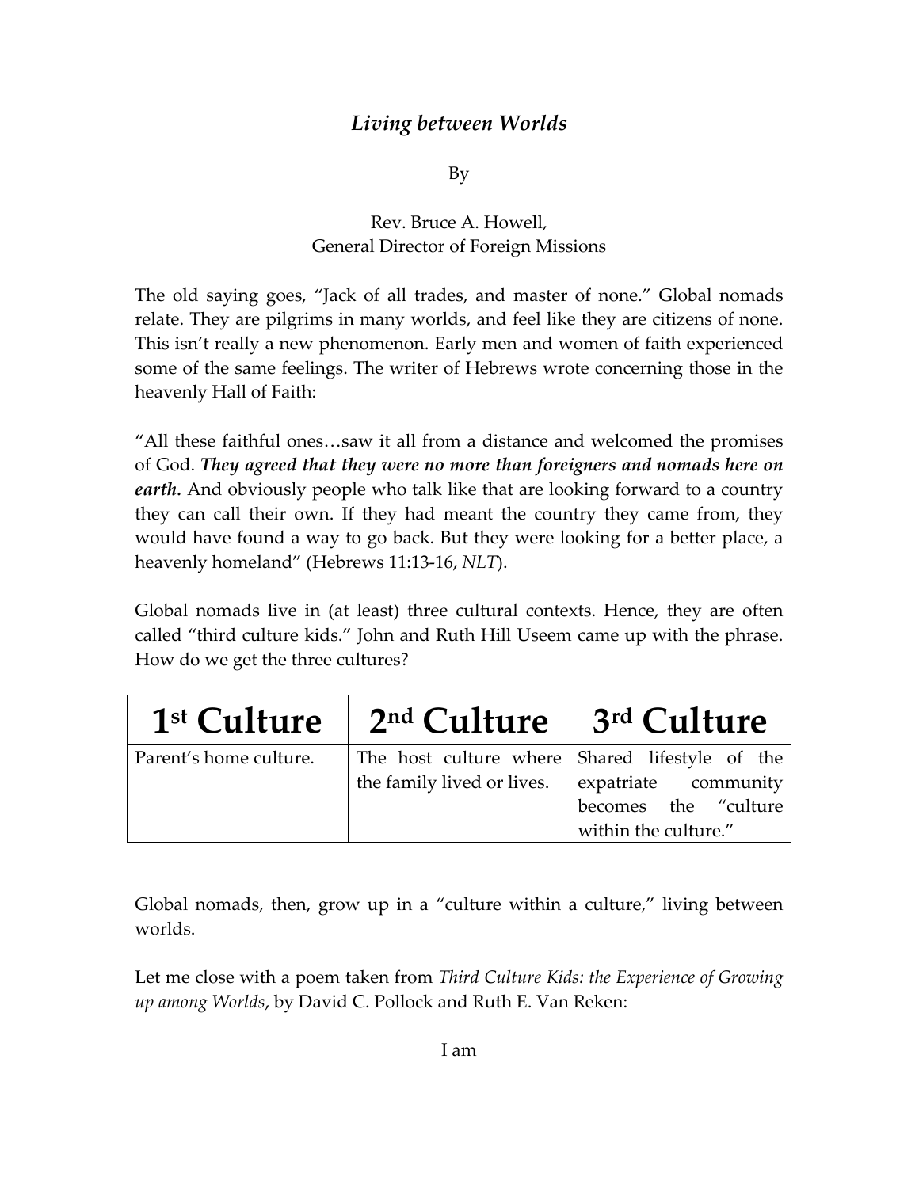# *Living between Worlds*

By

Rev. Bruce A. Howell,
General Director of Foreign Missions

The old saying goes, "Jack of all trades, and master of none." Global nomads relate. They are pilgrims in many worlds, and feel like they are citizens of none. This isn't really a new phenomenon. Early men and women of faith experienced some of the same feelings. The writer of Hebrews wrote concerning those in the heavenly Hall of Faith:

"All these faithful ones…saw it all from a distance and welcomed the promises of God. ***They agreed that they were no more than foreigners and nomads here on earth.*** And obviously people who talk like that are looking forward to a country they can call their own. If they had meant the country they came from, they would have found a way to go back. But they were looking for a better place, a heavenly homeland" (Hebrews 11:13-16, *NLT*).

Global nomads live in (at least) three cultural contexts. Hence, they are often called "third culture kids." John and Ruth Hill Useem came up with the phrase. How do we get the three cultures?

| 1st Culture | 2nd Culture | 3rd Culture |
|---|---|---|
| Parent's home culture. | The host culture where the family lived or lives. | Shared lifestyle of the expatriate community becomes the "culture within the culture." |

Global nomads, then, grow up in a "culture within a culture," living between worlds.

Let me close with a poem taken from *Third Culture Kids: the Experience of Growing up among Worlds*, by David C. Pollock and Ruth E. Van Reken:

I am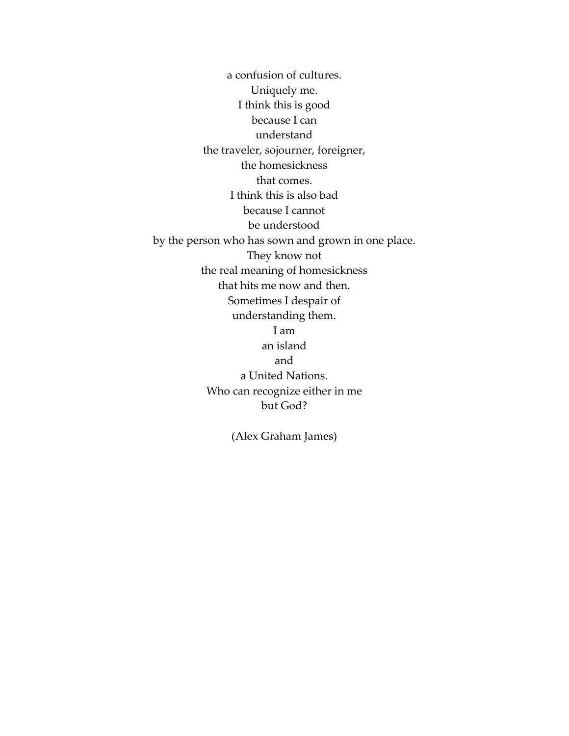a confusion of cultures.  
Uniquely me.  
I think this is good  
because I can  
understand  
the traveler, sojourner, foreigner,  
the homesickness  
that comes.  
I think this is also bad  
because I cannot  
be understood  
by the person who has sown and grown in one place.  
They know not  
the real meaning of homesickness  
that hits me now and then.  
Sometimes I despair of  
understanding them.  
I am  
an island  
and  
a United Nations.  
Who can recognize either in me  
but God?

(Alex Graham James)